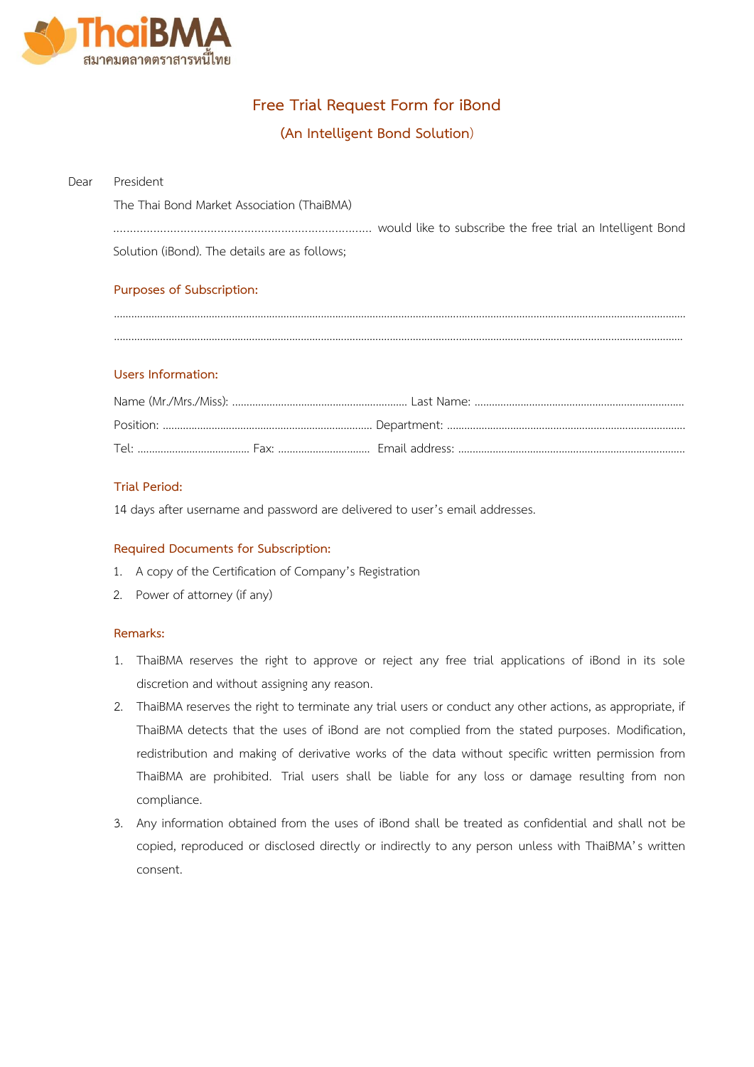ThaiBMA
สมาคมตลาดตราสารหนี้ไทย

# Free Trial Request Form for iBond

## (An Intelligent Bond Solution)

Dear President

The Thai Bond Market Association (ThaiBMA)

............................................................................ would like to subscribe the free trial an Intelligent Bond Solution (iBond). The details are as follows;

### Purposes of Subscription:

..........................................................................................................................................................................................

..........................................................................................................................................................................................

### Users Information:

Name (Mr./Mrs./Miss): ............................................................ Last Name: .........................................................................

Position: ......................................................................... Department: ..................................................................................

Tel: ....................................... Fax: ................................ Email address: ...............................................................................

### Trial Period:

14 days after username and password are delivered to user's email addresses.

### Required Documents for Subscription:

1. A copy of the Certification of Company's Registration
2. Power of attorney (if any)

### Remarks:

1. ThaiBMA reserves the right to approve or reject any free trial applications of iBond in its sole discretion and without assigning any reason.
2. ThaiBMA reserves the right to terminate any trial users or conduct any other actions, as appropriate, if ThaiBMA detects that the uses of iBond are not complied from the stated purposes. Modification, redistribution and making of derivative works of the data without specific written permission from ThaiBMA are prohibited. Trial users shall be liable for any loss or damage resulting from non compliance.
3. Any information obtained from the uses of iBond shall be treated as confidential and shall not be copied, reproduced or disclosed directly or indirectly to any person unless with ThaiBMA's written consent.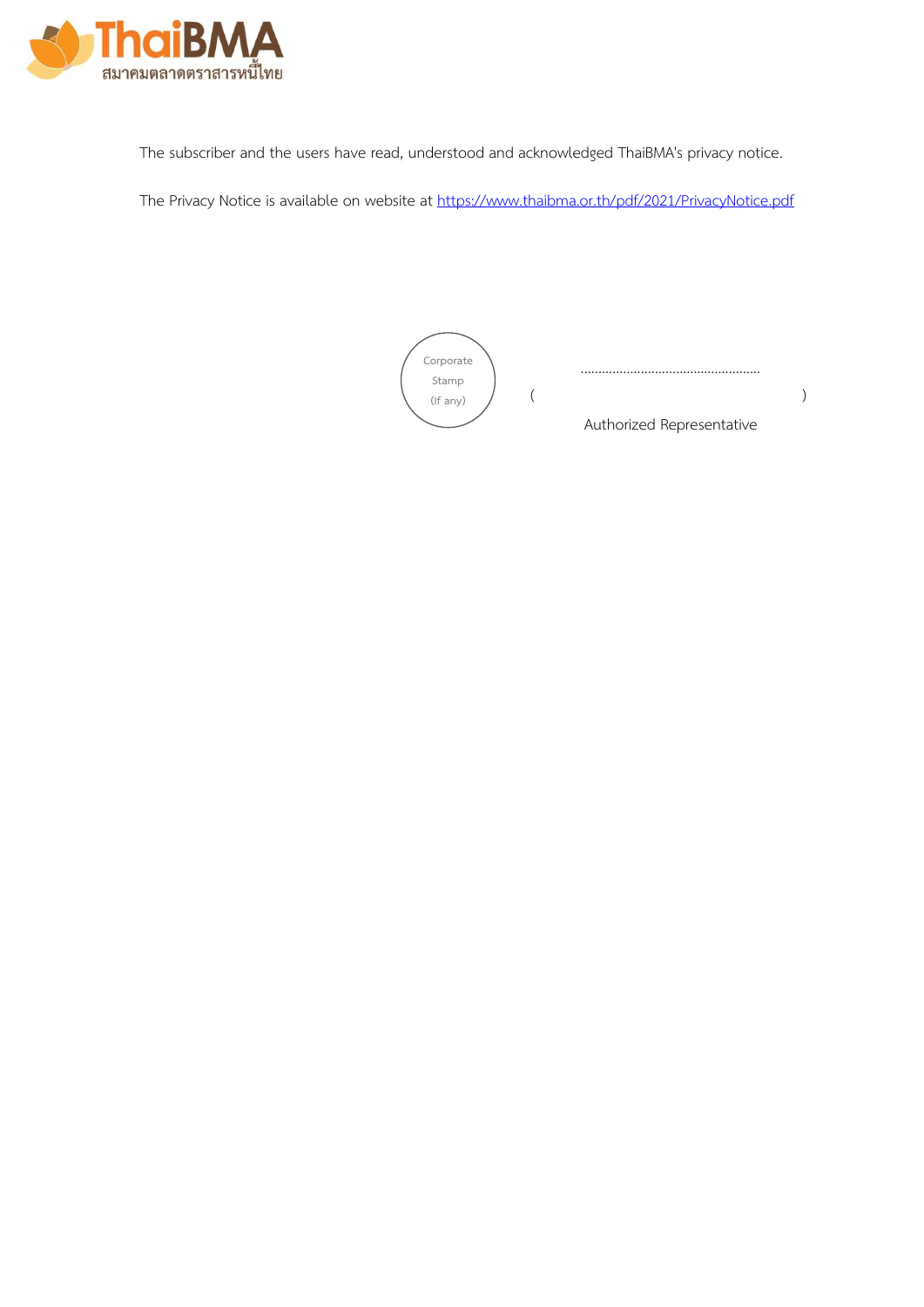The subscriber and the users have read, understood and acknowledged ThaiBMA's privacy notice.

The Privacy Notice is available on website at https://www.thaibma.or.th/pdf/2021/PrivacyNotice.pdf

Corporate Stamp (If any)

..................................................

( )

Authorized Representative